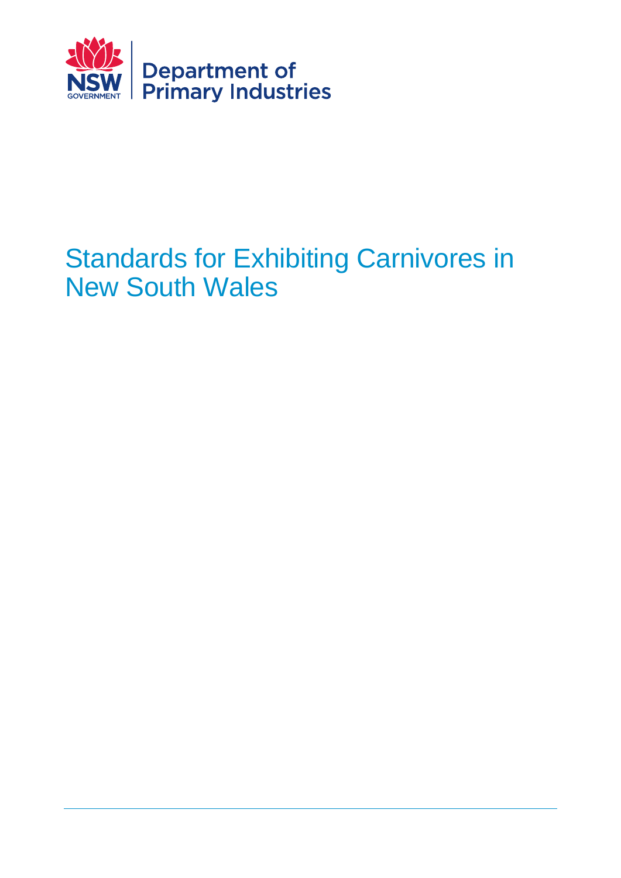NSW GOVERNMENT | Department of Primary Industries

# Standards for Exhibiting Carnivores in New South Wales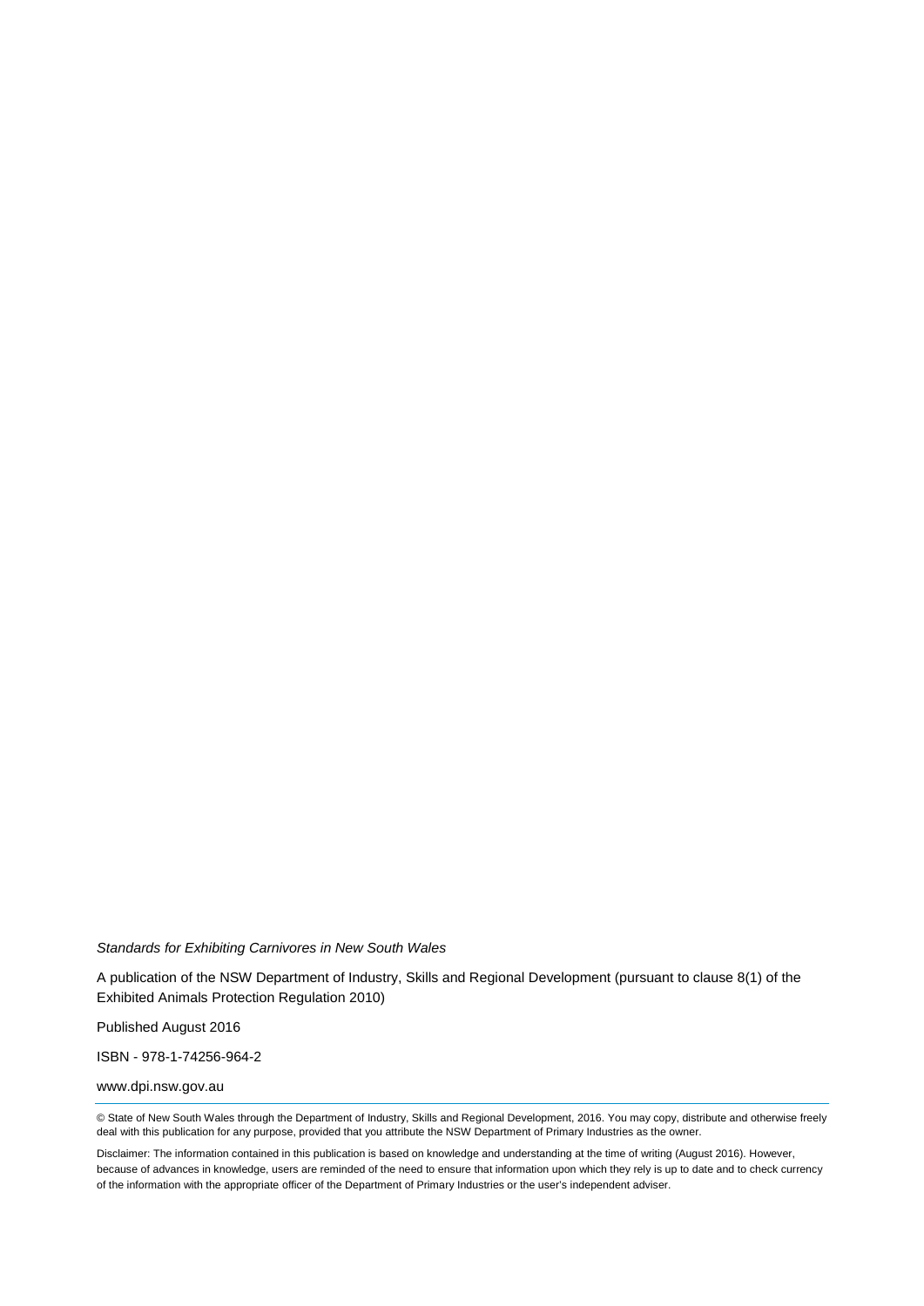*Standards for Exhibiting Carnivores in New South Wales*

A publication of the NSW Department of Industry, Skills and Regional Development (pursuant to clause 8(1) of the Exhibited Animals Protection Regulation 2010)

Published August 2016

ISBN - 978-1-74256-964-2

www.dpi.nsw.gov.au

---

© State of New South Wales through the Department of Industry, Skills and Regional Development, 2016. You may copy, distribute and otherwise freely deal with this publication for any purpose, provided that you attribute the NSW Department of Primary Industries as the owner.

Disclaimer: The information contained in this publication is based on knowledge and understanding at the time of writing (August 2016). However, because of advances in knowledge, users are reminded of the need to ensure that information upon which they rely is up to date and to check currency of the information with the appropriate officer of the Department of Primary Industries or the user's independent adviser.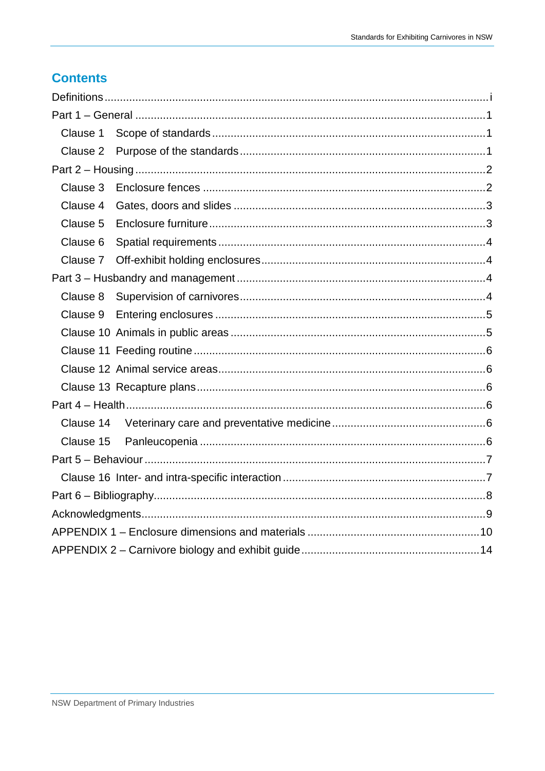## Contents

Definitions ..... i

Part 1 – General ..... 1

- Clause 1 Scope of standards ..... 1
- Clause 2 Purpose of the standards ..... 1

Part 2 – Housing ..... 2

- Clause 3 Enclosure fences ..... 2
- Clause 4 Gates, doors and slides ..... 3
- Clause 5 Enclosure furniture ..... 3
- Clause 6 Spatial requirements ..... 4
- Clause 7 Off-exhibit holding enclosures ..... 4

Part 3 – Husbandry and management ..... 4

- Clause 8 Supervision of carnivores ..... 4
- Clause 9 Entering enclosures ..... 5
- Clause 10 Animals in public areas ..... 5
- Clause 11 Feeding routine ..... 6
- Clause 12 Animal service areas ..... 6
- Clause 13 Recapture plans ..... 6

Part 4 – Health ..... 6

- Clause 14 Veterinary care and preventative medicine ..... 6
- Clause 15 Panleucopenia ..... 6

Part 5 – Behaviour ..... 7

- Clause 16 Inter- and intra-specific interaction ..... 7

Part 6 – Bibliography ..... 8

Acknowledgments ..... 9

APPENDIX 1 – Enclosure dimensions and materials ..... 10

APPENDIX 2 – Carnivore biology and exhibit guide ..... 14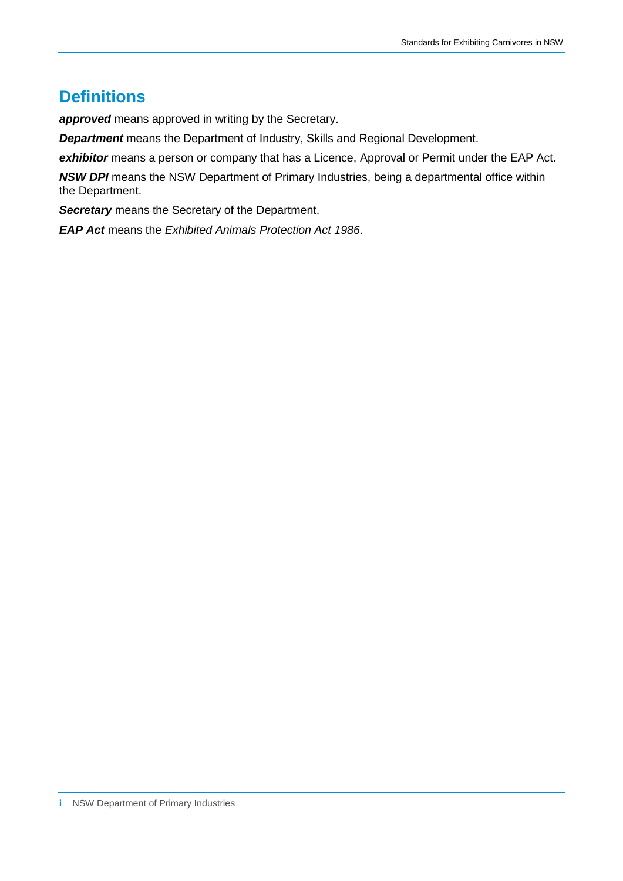## Definitions

***approved*** means approved in writing by the Secretary.

***Department*** means the Department of Industry, Skills and Regional Development.

***exhibitor*** means a person or company that has a Licence, Approval or Permit under the EAP Act.

***NSW DPI*** means the NSW Department of Primary Industries, being a departmental office within the Department.

***Secretary*** means the Secretary of the Department.

***EAP Act*** means the *Exhibited Animals Protection Act 1986*.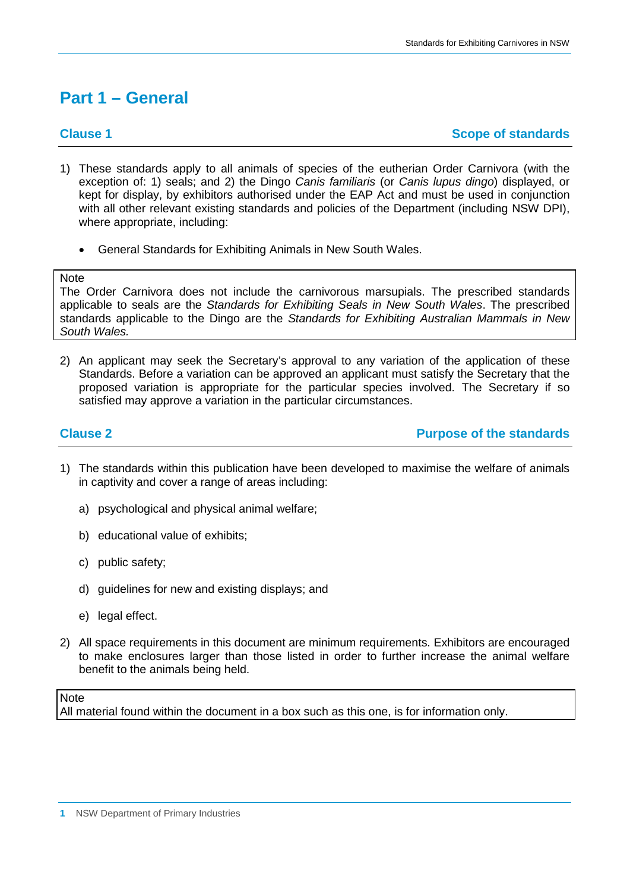# Part 1 – General

## Clause 1 — Scope of standards

1) These standards apply to all animals of species of the eutherian Order Carnivora (with the exception of: 1) seals; and 2) the Dingo *Canis familiaris* (or *Canis lupus dingo*) displayed, or kept for display, by exhibitors authorised under the EAP Act and must be used in conjunction with all other relevant existing standards and policies of the Department (including NSW DPI), where appropriate, including:

   - General Standards for Exhibiting Animals in New South Wales.

> Note
> The Order Carnivora does not include the carnivorous marsupials. The prescribed standards applicable to seals are the *Standards for Exhibiting Seals in New South Wales*. The prescribed standards applicable to the Dingo are the *Standards for Exhibiting Australian Mammals in New South Wales.*

2) An applicant may seek the Secretary's approval to any variation of the application of these Standards. Before a variation can be approved an applicant must satisfy the Secretary that the proposed variation is appropriate for the particular species involved. The Secretary if so satisfied may approve a variation in the particular circumstances.

## Clause 2 — Purpose of the standards

1) The standards within this publication have been developed to maximise the welfare of animals in captivity and cover a range of areas including:

   a) psychological and physical animal welfare;

   b) educational value of exhibits;

   c) public safety;

   d) guidelines for new and existing displays; and

   e) legal effect.

2) All space requirements in this document are minimum requirements. Exhibitors are encouraged to make enclosures larger than those listed in order to further increase the animal welfare benefit to the animals being held.

> Note
> All material found within the document in a box such as this one, is for information only.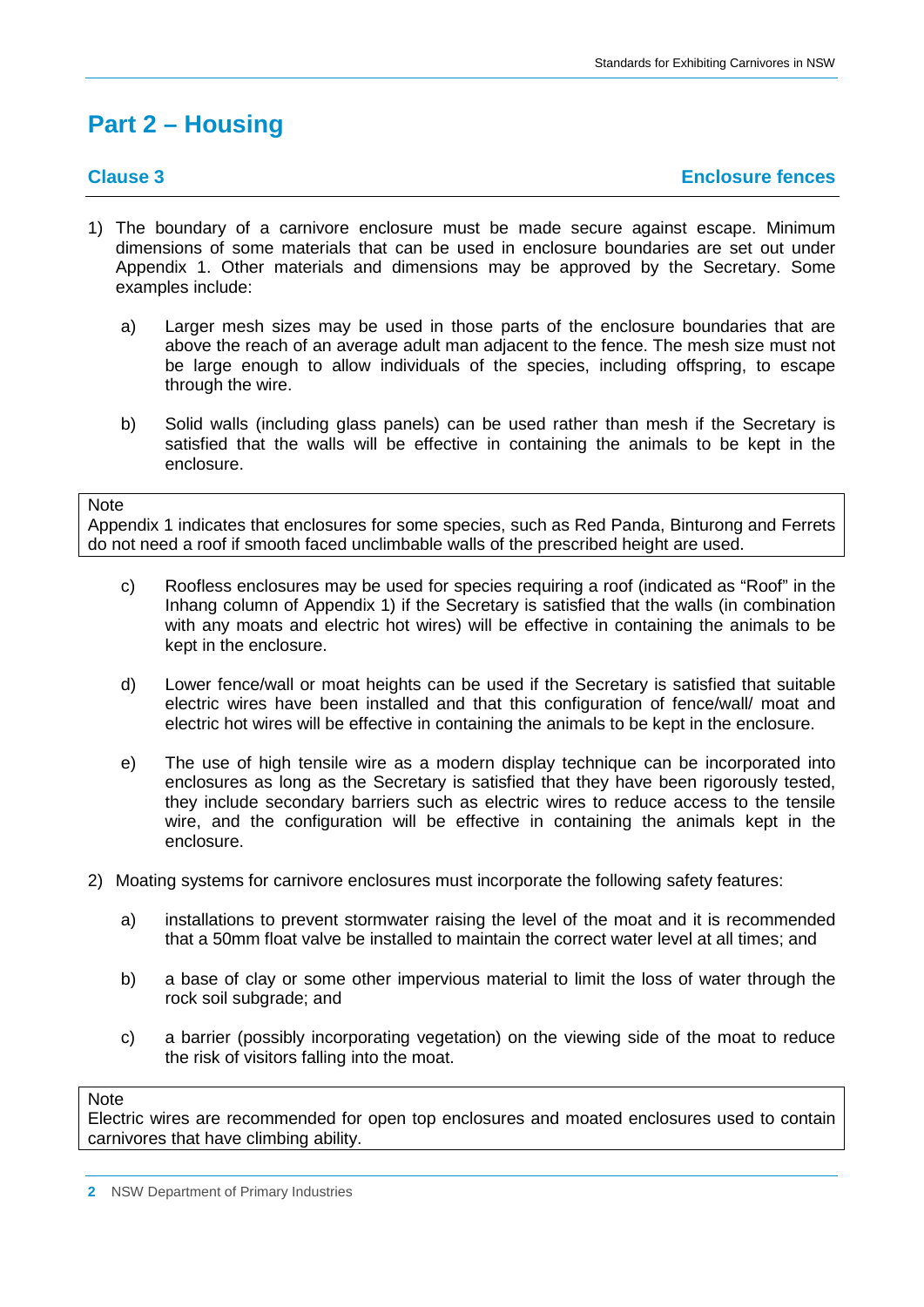# Part 2 – Housing

## Clause 3 — Enclosure fences

1) The boundary of a carnivore enclosure must be made secure against escape. Minimum dimensions of some materials that can be used in enclosure boundaries are set out under Appendix 1. Other materials and dimensions may be approved by the Secretary. Some examples include:

   a) Larger mesh sizes may be used in those parts of the enclosure boundaries that are above the reach of an average adult man adjacent to the fence. The mesh size must not be large enough to allow individuals of the species, including offspring, to escape through the wire.

   b) Solid walls (including glass panels) can be used rather than mesh if the Secretary is satisfied that the walls will be effective in containing the animals to be kept in the enclosure.

> Note
> Appendix 1 indicates that enclosures for some species, such as Red Panda, Binturong and Ferrets do not need a roof if smooth faced unclimbable walls of the prescribed height are used.

   c) Roofless enclosures may be used for species requiring a roof (indicated as "Roof" in the Inhang column of Appendix 1) if the Secretary is satisfied that the walls (in combination with any moats and electric hot wires) will be effective in containing the animals to be kept in the enclosure.

   d) Lower fence/wall or moat heights can be used if the Secretary is satisfied that suitable electric wires have been installed and that this configuration of fence/wall/ moat and electric hot wires will be effective in containing the animals to be kept in the enclosure.

   e) The use of high tensile wire as a modern display technique can be incorporated into enclosures as long as the Secretary is satisfied that they have been rigorously tested, they include secondary barriers such as electric wires to reduce access to the tensile wire, and the configuration will be effective in containing the animals kept in the enclosure.

2) Moating systems for carnivore enclosures must incorporate the following safety features:

   a) installations to prevent stormwater raising the level of the moat and it is recommended that a 50mm float valve be installed to maintain the correct water level at all times; and

   b) a base of clay or some other impervious material to limit the loss of water through the rock soil subgrade; and

   c) a barrier (possibly incorporating vegetation) on the viewing side of the moat to reduce the risk of visitors falling into the moat.

> Note
> Electric wires are recommended for open top enclosures and moated enclosures used to contain carnivores that have climbing ability.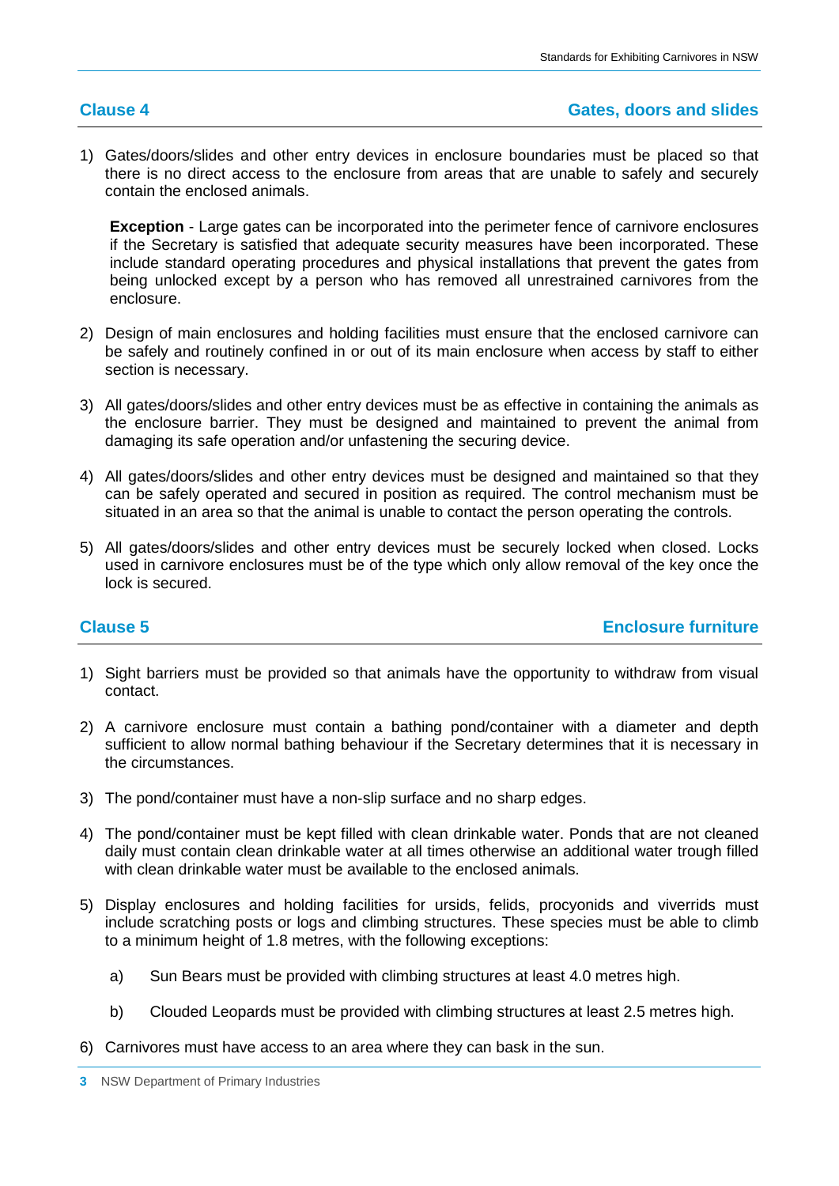## Clause 4 Gates, doors and slides

1) Gates/doors/slides and other entry devices in enclosure boundaries must be placed so that there is no direct access to the enclosure from areas that are unable to safely and securely contain the enclosed animals.

   **Exception** - Large gates can be incorporated into the perimeter fence of carnivore enclosures if the Secretary is satisfied that adequate security measures have been incorporated. These include standard operating procedures and physical installations that prevent the gates from being unlocked except by a person who has removed all unrestrained carnivores from the enclosure.

2) Design of main enclosures and holding facilities must ensure that the enclosed carnivore can be safely and routinely confined in or out of its main enclosure when access by staff to either section is necessary.

3) All gates/doors/slides and other entry devices must be as effective in containing the animals as the enclosure barrier. They must be designed and maintained to prevent the animal from damaging its safe operation and/or unfastening the securing device.

4) All gates/doors/slides and other entry devices must be designed and maintained so that they can be safely operated and secured in position as required. The control mechanism must be situated in an area so that the animal is unable to contact the person operating the controls.

5) All gates/doors/slides and other entry devices must be securely locked when closed. Locks used in carnivore enclosures must be of the type which only allow removal of the key once the lock is secured.

## Clause 5 Enclosure furniture

1) Sight barriers must be provided so that animals have the opportunity to withdraw from visual contact.

2) A carnivore enclosure must contain a bathing pond/container with a diameter and depth sufficient to allow normal bathing behaviour if the Secretary determines that it is necessary in the circumstances.

3) The pond/container must have a non-slip surface and no sharp edges.

4) The pond/container must be kept filled with clean drinkable water. Ponds that are not cleaned daily must contain clean drinkable water at all times otherwise an additional water trough filled with clean drinkable water must be available to the enclosed animals.

5) Display enclosures and holding facilities for ursids, felids, procyonids and viverrids must include scratching posts or logs and climbing structures. These species must be able to climb to a minimum height of 1.8 metres, with the following exceptions:

   a) Sun Bears must be provided with climbing structures at least 4.0 metres high.

   b) Clouded Leopards must be provided with climbing structures at least 2.5 metres high.

6) Carnivores must have access to an area where they can bask in the sun.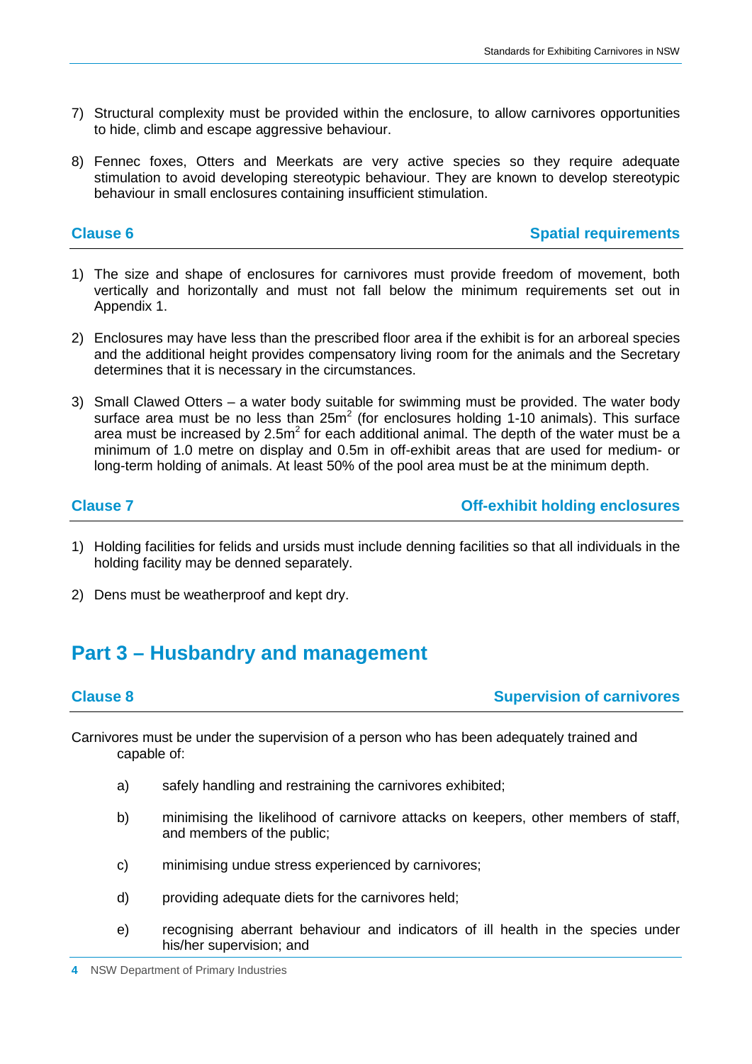7) Structural complexity must be provided within the enclosure, to allow carnivores opportunities to hide, climb and escape aggressive behaviour.

8) Fennec foxes, Otters and Meerkats are very active species so they require adequate stimulation to avoid developing stereotypic behaviour. They are known to develop stereotypic behaviour in small enclosures containing insufficient stimulation.

### Clause 6 — Spatial requirements

1) The size and shape of enclosures for carnivores must provide freedom of movement, both vertically and horizontally and must not fall below the minimum requirements set out in Appendix 1.

2) Enclosures may have less than the prescribed floor area if the exhibit is for an arboreal species and the additional height provides compensatory living room for the animals and the Secretary determines that it is necessary in the circumstances.

3) Small Clawed Otters – a water body suitable for swimming must be provided. The water body surface area must be no less than $25m^2$ (for enclosures holding 1-10 animals). This surface area must be increased by $2.5m^2$ for each additional animal. The depth of the water must be a minimum of 1.0 metre on display and 0.5m in off-exhibit areas that are used for medium- or long-term holding of animals. At least 50% of the pool area must be at the minimum depth.

### Clause 7 — Off-exhibit holding enclosures

1) Holding facilities for felids and ursids must include denning facilities so that all individuals in the holding facility may be denned separately.

2) Dens must be weatherproof and kept dry.

## Part 3 – Husbandry and management

### Clause 8 — Supervision of carnivores

Carnivores must be under the supervision of a person who has been adequately trained and capable of:

a) safely handling and restraining the carnivores exhibited;

b) minimising the likelihood of carnivore attacks on keepers, other members of staff, and members of the public;

c) minimising undue stress experienced by carnivores;

d) providing adequate diets for the carnivores held;

e) recognising aberrant behaviour and indicators of ill health in the species under his/her supervision; and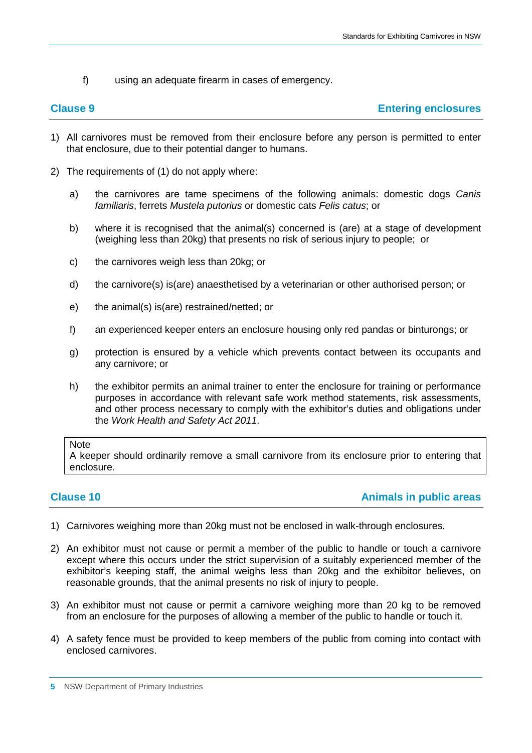f) using an adequate firearm in cases of emergency.

## Clause 9 — Entering enclosures

1) All carnivores must be removed from their enclosure before any person is permitted to enter that enclosure, due to their potential danger to humans.

2) The requirements of (1) do not apply where:

   a) the carnivores are tame specimens of the following animals: domestic dogs *Canis familiaris*, ferrets *Mustela putorius* or domestic cats *Felis catus*; or

   b) where it is recognised that the animal(s) concerned is (are) at a stage of development (weighing less than 20kg) that presents no risk of serious injury to people; or

   c) the carnivores weigh less than 20kg; or

   d) the carnivore(s) is(are) anaesthetised by a veterinarian or other authorised person; or

   e) the animal(s) is(are) restrained/netted; or

   f) an experienced keeper enters an enclosure housing only red pandas or binturongs; or

   g) protection is ensured by a vehicle which prevents contact between its occupants and any carnivore; or

   h) the exhibitor permits an animal trainer to enter the enclosure for training or performance purposes in accordance with relevant safe work method statements, risk assessments, and other process necessary to comply with the exhibitor's duties and obligations under the *Work Health and Safety Act 2011*.

> Note
> A keeper should ordinarily remove a small carnivore from its enclosure prior to entering that enclosure.

## Clause 10 — Animals in public areas

1) Carnivores weighing more than 20kg must not be enclosed in walk-through enclosures.

2) An exhibitor must not cause or permit a member of the public to handle or touch a carnivore except where this occurs under the strict supervision of a suitably experienced member of the exhibitor's keeping staff, the animal weighs less than 20kg and the exhibitor believes, on reasonable grounds, that the animal presents no risk of injury to people.

3) An exhibitor must not cause or permit a carnivore weighing more than 20 kg to be removed from an enclosure for the purposes of allowing a member of the public to handle or touch it.

4) A safety fence must be provided to keep members of the public from coming into contact with enclosed carnivores.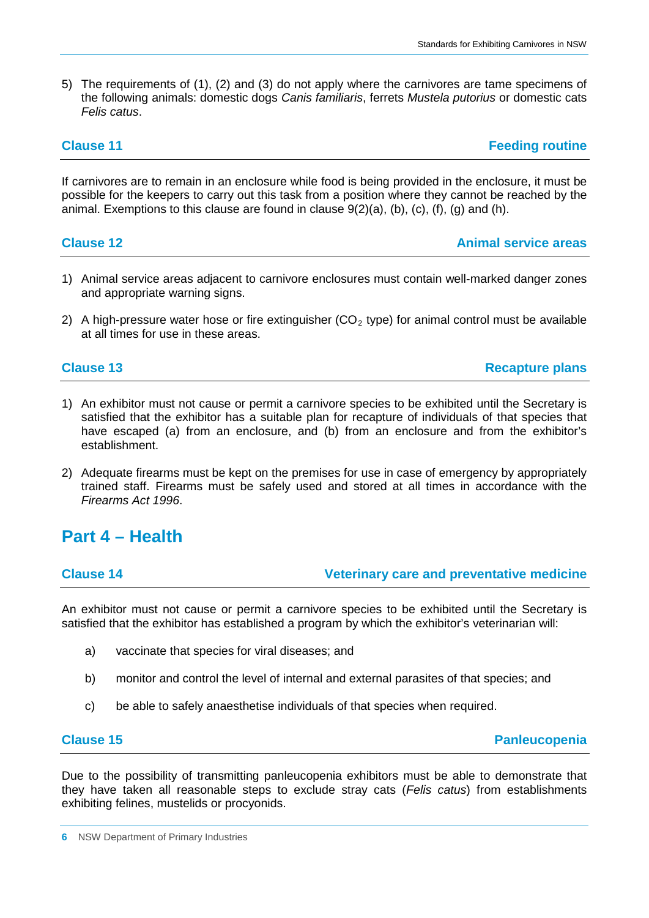5) The requirements of (1), (2) and (3) do not apply where the carnivores are tame specimens of the following animals: domestic dogs *Canis familiaris*, ferrets *Mustela putorius* or domestic cats *Felis catus*.

### Clause 11 — Feeding routine

If carnivores are to remain in an enclosure while food is being provided in the enclosure, it must be possible for the keepers to carry out this task from a position where they cannot be reached by the animal. Exemptions to this clause are found in clause 9(2)(a), (b), (c), (f), (g) and (h).

### Clause 12 — Animal service areas

1) Animal service areas adjacent to carnivore enclosures must contain well-marked danger zones and appropriate warning signs.
2) A high-pressure water hose or fire extinguisher ($CO_2$ type) for animal control must be available at all times for use in these areas.

### Clause 13 — Recapture plans

1) An exhibitor must not cause or permit a carnivore species to be exhibited until the Secretary is satisfied that the exhibitor has a suitable plan for recapture of individuals of that species that have escaped (a) from an enclosure, and (b) from an enclosure and from the exhibitor's establishment.
2) Adequate firearms must be kept on the premises for use in case of emergency by appropriately trained staff. Firearms must be safely used and stored at all times in accordance with the *Firearms Act 1996*.

## Part 4 – Health

### Clause 14 — Veterinary care and preventative medicine

An exhibitor must not cause or permit a carnivore species to be exhibited until the Secretary is satisfied that the exhibitor has established a program by which the exhibitor's veterinarian will:

a) vaccinate that species for viral diseases; and

b) monitor and control the level of internal and external parasites of that species; and

c) be able to safely anaesthetise individuals of that species when required.

### Clause 15 — Panleucopenia

Due to the possibility of transmitting panleucopenia exhibitors must be able to demonstrate that they have taken all reasonable steps to exclude stray cats (*Felis catus*) from establishments exhibiting felines, mustelids or procyonids.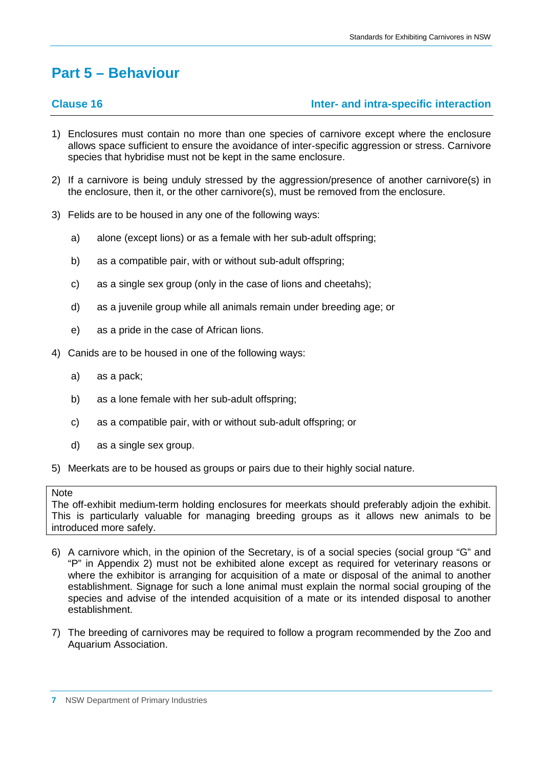# Part 5 – Behaviour

## Clause 16 — Inter- and intra-specific interaction

1) Enclosures must contain no more than one species of carnivore except where the enclosure allows space sufficient to ensure the avoidance of inter-specific aggression or stress. Carnivore species that hybridise must not be kept in the same enclosure.

2) If a carnivore is being unduly stressed by the aggression/presence of another carnivore(s) in the enclosure, then it, or the other carnivore(s), must be removed from the enclosure.

3) Felids are to be housed in any one of the following ways:

   a) alone (except lions) or as a female with her sub-adult offspring;

   b) as a compatible pair, with or without sub-adult offspring;

   c) as a single sex group (only in the case of lions and cheetahs);

   d) as a juvenile group while all animals remain under breeding age; or

   e) as a pride in the case of African lions.

4) Canids are to be housed in one of the following ways:

   a) as a pack;

   b) as a lone female with her sub-adult offspring;

   c) as a compatible pair, with or without sub-adult offspring; or

   d) as a single sex group.

5) Meerkats are to be housed as groups or pairs due to their highly social nature.

> Note
> The off-exhibit medium-term holding enclosures for meerkats should preferably adjoin the exhibit. This is particularly valuable for managing breeding groups as it allows new animals to be introduced more safely.

6) A carnivore which, in the opinion of the Secretary, is of a social species (social group "G" and "P" in Appendix 2) must not be exhibited alone except as required for veterinary reasons or where the exhibitor is arranging for acquisition of a mate or disposal of the animal to another establishment. Signage for such a lone animal must explain the normal social grouping of the species and advise of the intended acquisition of a mate or its intended disposal to another establishment.

7) The breeding of carnivores may be required to follow a program recommended by the Zoo and Aquarium Association.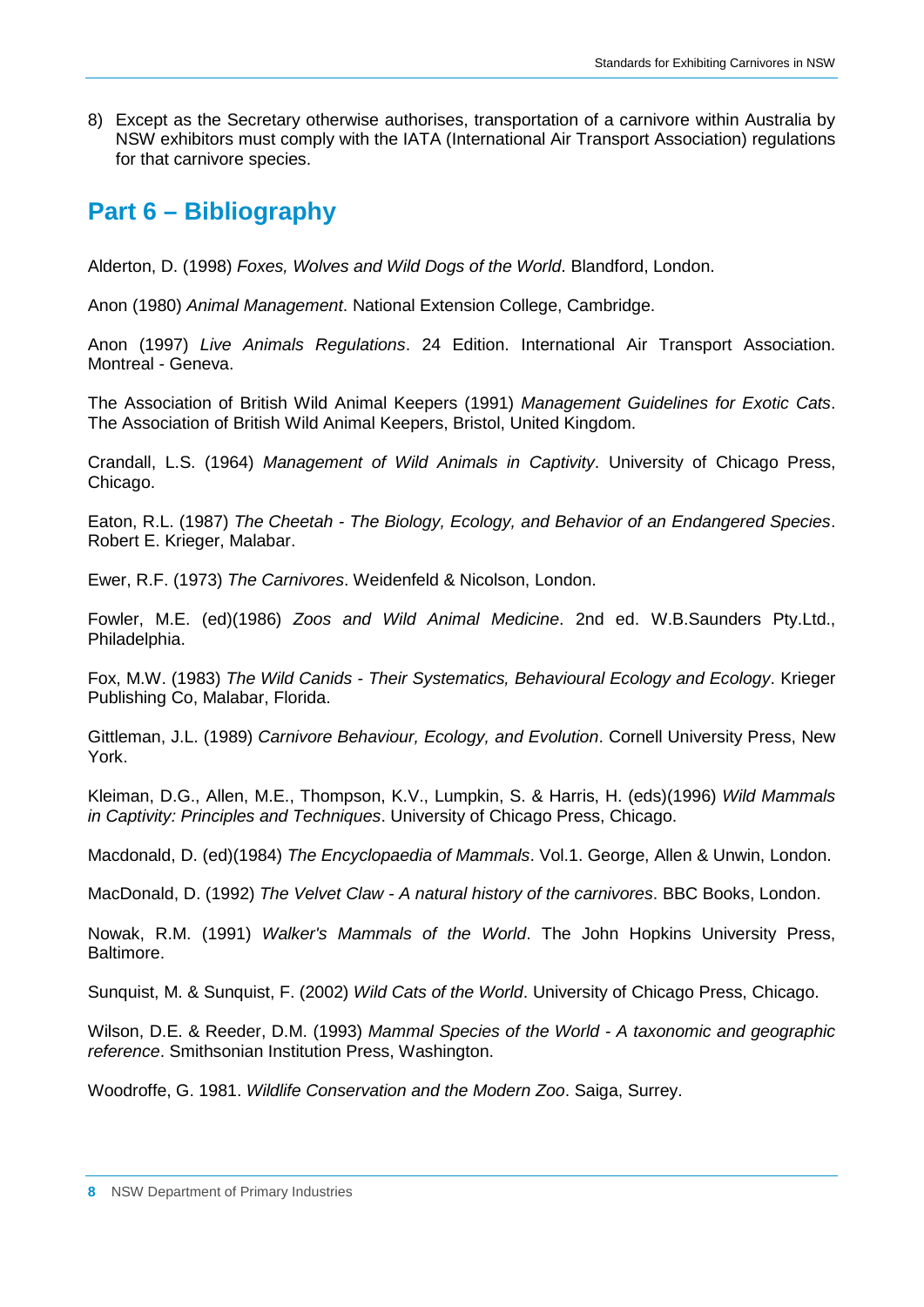8) Except as the Secretary otherwise authorises, transportation of a carnivore within Australia by NSW exhibitors must comply with the IATA (International Air Transport Association) regulations for that carnivore species.

## Part 6 – Bibliography

Alderton, D. (1998) *Foxes, Wolves and Wild Dogs of the World*. Blandford, London.

Anon (1980) *Animal Management*. National Extension College, Cambridge.

Anon (1997) *Live Animals Regulations*. 24 Edition. International Air Transport Association. Montreal - Geneva.

The Association of British Wild Animal Keepers (1991) *Management Guidelines for Exotic Cats*. The Association of British Wild Animal Keepers, Bristol, United Kingdom.

Crandall, L.S. (1964) *Management of Wild Animals in Captivity*. University of Chicago Press, Chicago.

Eaton, R.L. (1987) *The Cheetah - The Biology, Ecology, and Behavior of an Endangered Species*. Robert E. Krieger, Malabar.

Ewer, R.F. (1973) *The Carnivores*. Weidenfeld & Nicolson, London.

Fowler, M.E. (ed)(1986) *Zoos and Wild Animal Medicine*. 2nd ed. W.B.Saunders Pty.Ltd., Philadelphia.

Fox, M.W. (1983) *The Wild Canids - Their Systematics, Behavioural Ecology and Ecology*. Krieger Publishing Co, Malabar, Florida.

Gittleman, J.L. (1989) *Carnivore Behaviour, Ecology, and Evolution*. Cornell University Press, New York.

Kleiman, D.G., Allen, M.E., Thompson, K.V., Lumpkin, S. & Harris, H. (eds)(1996) *Wild Mammals in Captivity: Principles and Techniques*. University of Chicago Press, Chicago.

Macdonald, D. (ed)(1984) *The Encyclopaedia of Mammals*. Vol.1. George, Allen & Unwin, London.

MacDonald, D. (1992) *The Velvet Claw - A natural history of the carnivores*. BBC Books, London.

Nowak, R.M. (1991) *Walker's Mammals of the World*. The John Hopkins University Press, Baltimore.

Sunquist, M. & Sunquist, F. (2002) *Wild Cats of the World*. University of Chicago Press, Chicago.

Wilson, D.E. & Reeder, D.M. (1993) *Mammal Species of the World - A taxonomic and geographic reference*. Smithsonian Institution Press, Washington.

Woodroffe, G. 1981. *Wildlife Conservation and the Modern Zoo*. Saiga, Surrey.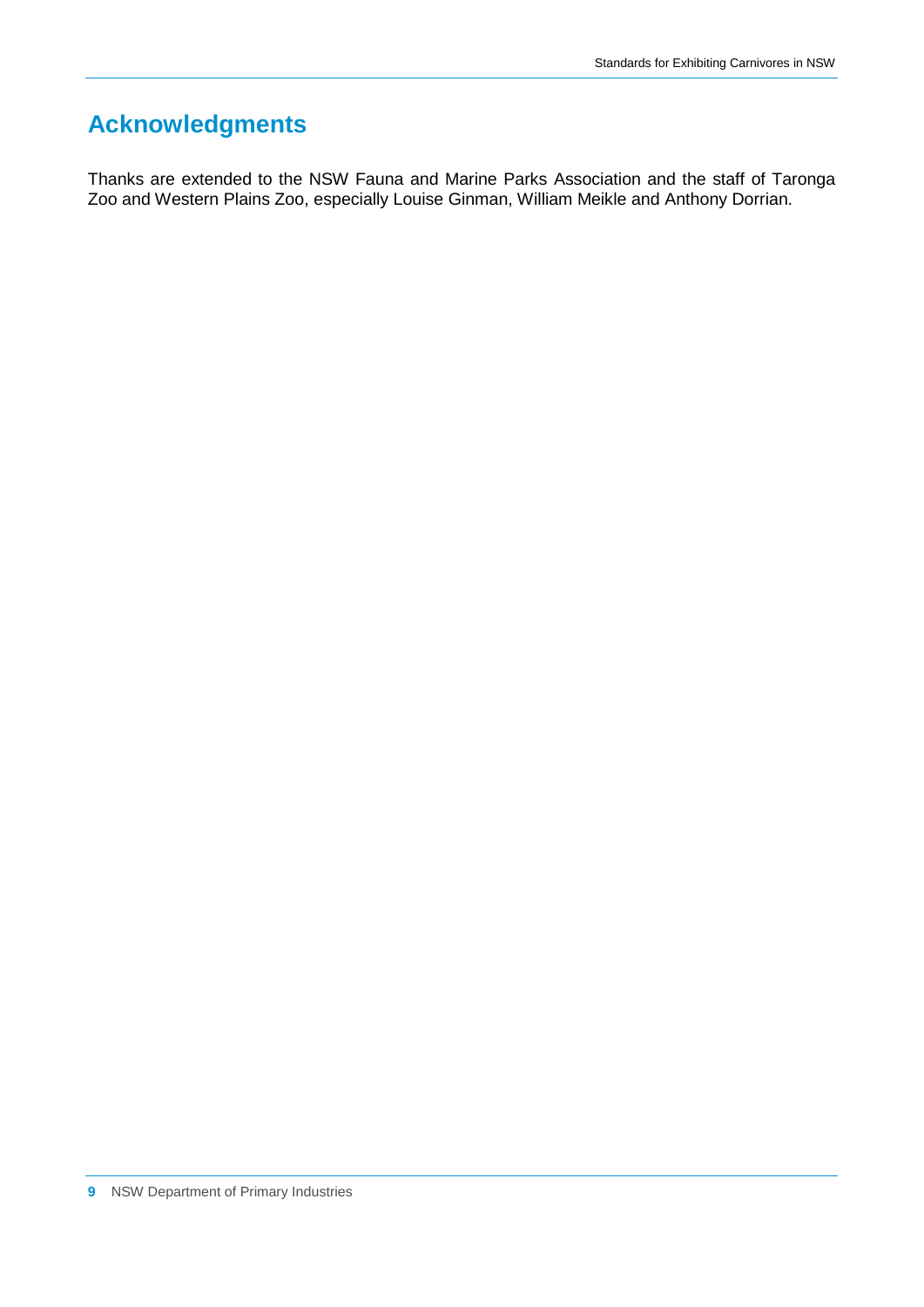# Acknowledgments

Thanks are extended to the NSW Fauna and Marine Parks Association and the staff of Taronga Zoo and Western Plains Zoo, especially Louise Ginman, William Meikle and Anthony Dorrian.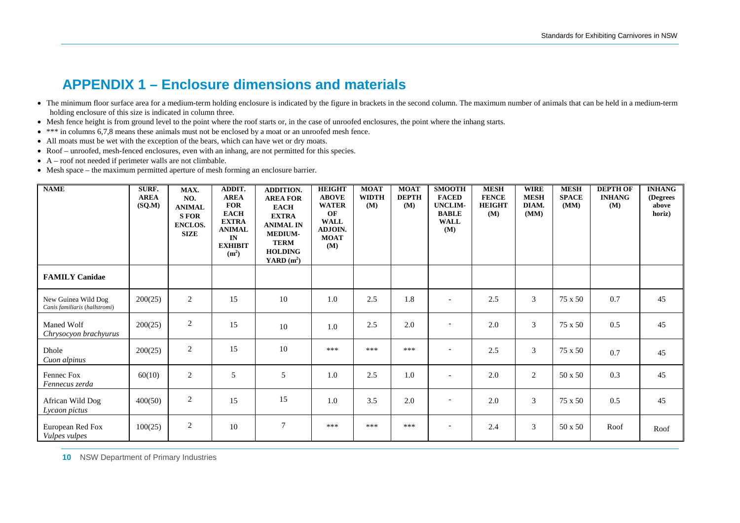# APPENDIX 1 – Enclosure dimensions and materials

- The minimum floor surface area for a medium-term holding enclosure is indicated by the figure in brackets in the second column. The maximum number of animals that can be held in a medium-term holding enclosure of this size is indicated in column three.
- Mesh fence height is from ground level to the point where the roof starts or, in the case of unroofed enclosures, the point where the inhang starts.
- *** in columns 6,7,8 means these animals must not be enclosed by a moat or an unroofed mesh fence.
- All moats must be wet with the exception of the bears, which can have wet or dry moats.
- Roof – unroofed, mesh-fenced enclosures, even with an inhang, are not permitted for this species.
- A – roof not needed if perimeter walls are not climbable.
- Mesh space – the maximum permitted aperture of mesh forming an enclosure barrier.

| NAME | SURF. AREA (SQ.M) | MAX. NO. ANIMALS FOR ENCLOS. SIZE | ADDIT. AREA FOR EACH EXTRA ANIMAL IN EXHIBIT ($m^2$) | ADDITION. AREA FOR EACH EXTRA ANIMAL IN MEDIUM-TERM HOLDING YARD ($m^2$) | HEIGHT ABOVE WATER OF WALL ADJOIN. MOAT (M) | MOAT WIDTH (M) | MOAT DEPTH (M) | SMOOTH FACED UNCLIM-BABLE WALL (M) | MESH FENCE HEIGHT (M) | WIRE MESH DIAM. (MM) | MESH SPACE (MM) | DEPTH OF INHANG (M) | INHANG (Degrees above horiz) |
|---|---|---|---|---|---|---|---|---|---|---|---|---|---|
| **FAMILY Canidae** | | | | | | | | | | | | | |
| New Guinea Wild Dog *Canis familiaris (hallstromi)* | 200(25) | 2 | 15 | 10 | 1.0 | 2.5 | 1.8 | - | 2.5 | 3 | 75 x 50 | 0.7 | 45 |
| Maned Wolf *Chrysocyon brachyurus* | 200(25) | 2 | 15 | 10 | 1.0 | 2.5 | 2.0 | - | 2.0 | 3 | 75 x 50 | 0.5 | 45 |
| Dhole *Cuon alpinus* | 200(25) | 2 | 15 | 10 | *** | *** | *** | - | 2.5 | 3 | 75 x 50 | 0.7 | 45 |
| Fennec Fox *Fennecus zerda* | 60(10) | 2 | 5 | 5 | 1.0 | 2.5 | 1.0 | - | 2.0 | 2 | 50 x 50 | 0.3 | 45 |
| African Wild Dog *Lycaon pictus* | 400(50) | 2 | 15 | 15 | 1.0 | 3.5 | 2.0 | - | 2.0 | 3 | 75 x 50 | 0.5 | 45 |
| European Red Fox *Vulpes vulpes* | 100(25) | 2 | 10 | 7 | *** | *** | *** | - | 2.4 | 3 | 50 x 50 | Roof | Roof |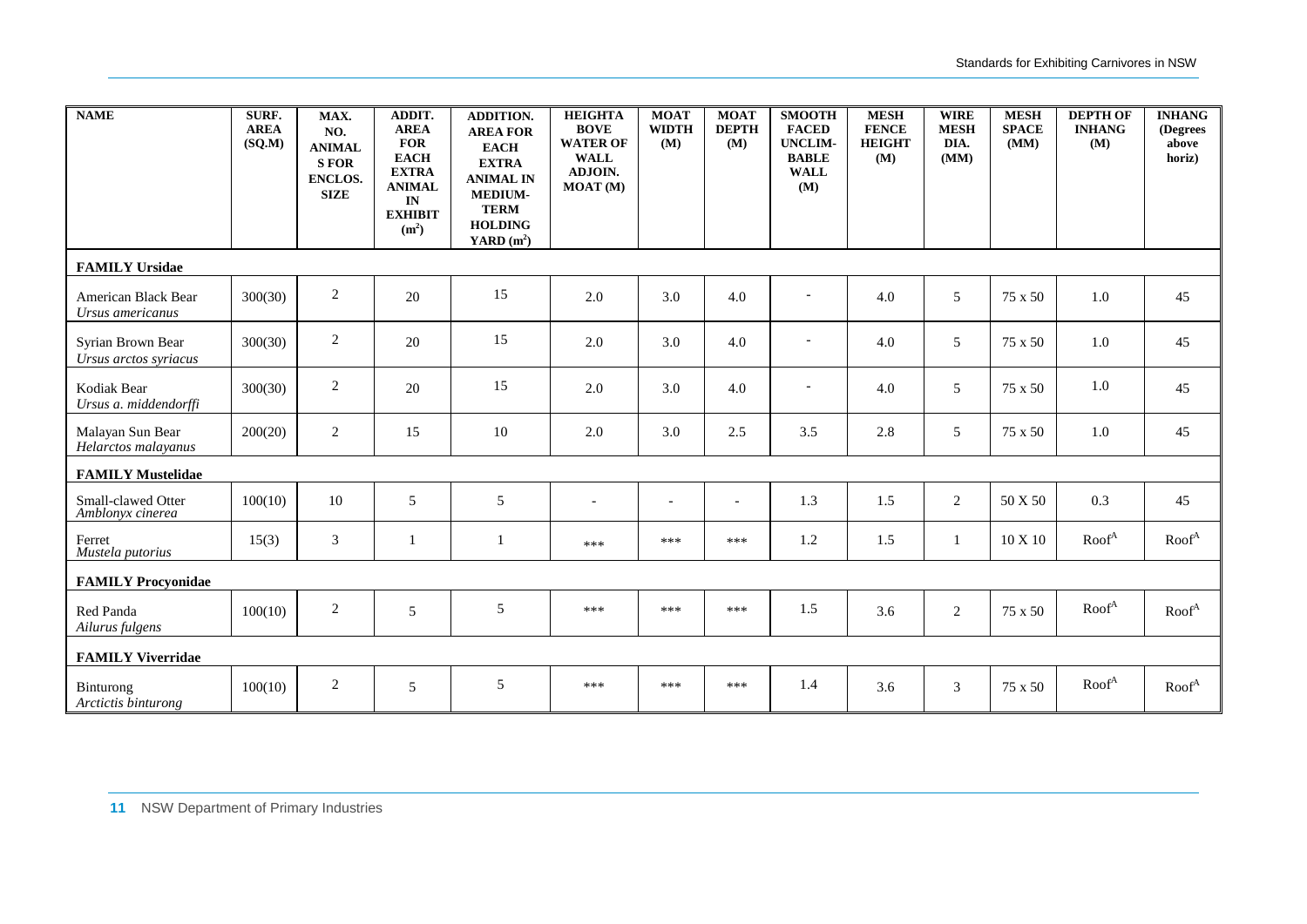| NAME | SURF. AREA (SQ.M) | MAX. NO. ANIMALS FOR ENCLOS. SIZE | ADDIT. AREA FOR EACH EXTRA ANIMAL IN EXHIBIT ($m^2$) | ADDITION. AREA FOR EACH EXTRA ANIMAL IN MEDIUM-TERM HOLDING YARD ($m^2$) | HEIGHT ABOVE WATER OF WALL ADJOIN. MOAT (M) | MOAT WIDTH (M) | MOAT DEPTH (M) | SMOOTH FACED UNCLIM-BABLE WALL (M) | MESH FENCE HEIGHT (M) | WIRE MESH DIA. (MM) | MESH SPACE (MM) | DEPTH OF INHANG (M) | INHANG (Degrees above horiz) |
|---|---|---|---|---|---|---|---|---|---|---|---|---|---|
| **FAMILY Ursidae** | | | | | | | | | | | | | |
| American Black Bear *Ursus americanus* | 300(30) | 2 | 20 | 15 | 2.0 | 3.0 | 4.0 | - | 4.0 | 5 | 75 x 50 | 1.0 | 45 |
| Syrian Brown Bear *Ursus arctos syriacus* | 300(30) | 2 | 20 | 15 | 2.0 | 3.0 | 4.0 | - | 4.0 | 5 | 75 x 50 | 1.0 | 45 |
| Kodiak Bear *Ursus a. middendorffi* | 300(30) | 2 | 20 | 15 | 2.0 | 3.0 | 4.0 | - | 4.0 | 5 | 75 x 50 | 1.0 | 45 |
| Malayan Sun Bear *Helarctos malayanus* | 200(20) | 2 | 15 | 10 | 2.0 | 3.0 | 2.5 | 3.5 | 2.8 | 5 | 75 x 50 | 1.0 | 45 |
| **FAMILY Mustelidae** | | | | | | | | | | | | | |
| Small-clawed Otter *Amblonyx cinerea* | 100(10) | 10 | 5 | 5 | - | - | - | 1.3 | 1.5 | 2 | 50 X 50 | 0.3 | 45 |
| Ferret *Mustela putorius* | 15(3) | 3 | 1 | 1 | *** | *** | *** | 1.2 | 1.5 | 1 | 10 X 10 | Roof[A] | Roof[A] |
| **FAMILY Procyonidae** | | | | | | | | | | | | | |
| Red Panda *Ailurus fulgens* | 100(10) | 2 | 5 | 5 | *** | *** | *** | 1.5 | 3.6 | 2 | 75 x 50 | Roof[A] | Roof[A] |
| **FAMILY Viverridae** | | | | | | | | | | | | | |
| Binturong *Arctictis binturong* | 100(10) | 2 | 5 | 5 | *** | *** | *** | 1.4 | 3.6 | 3 | 75 x 50 | Roof[A] | Roof[A] |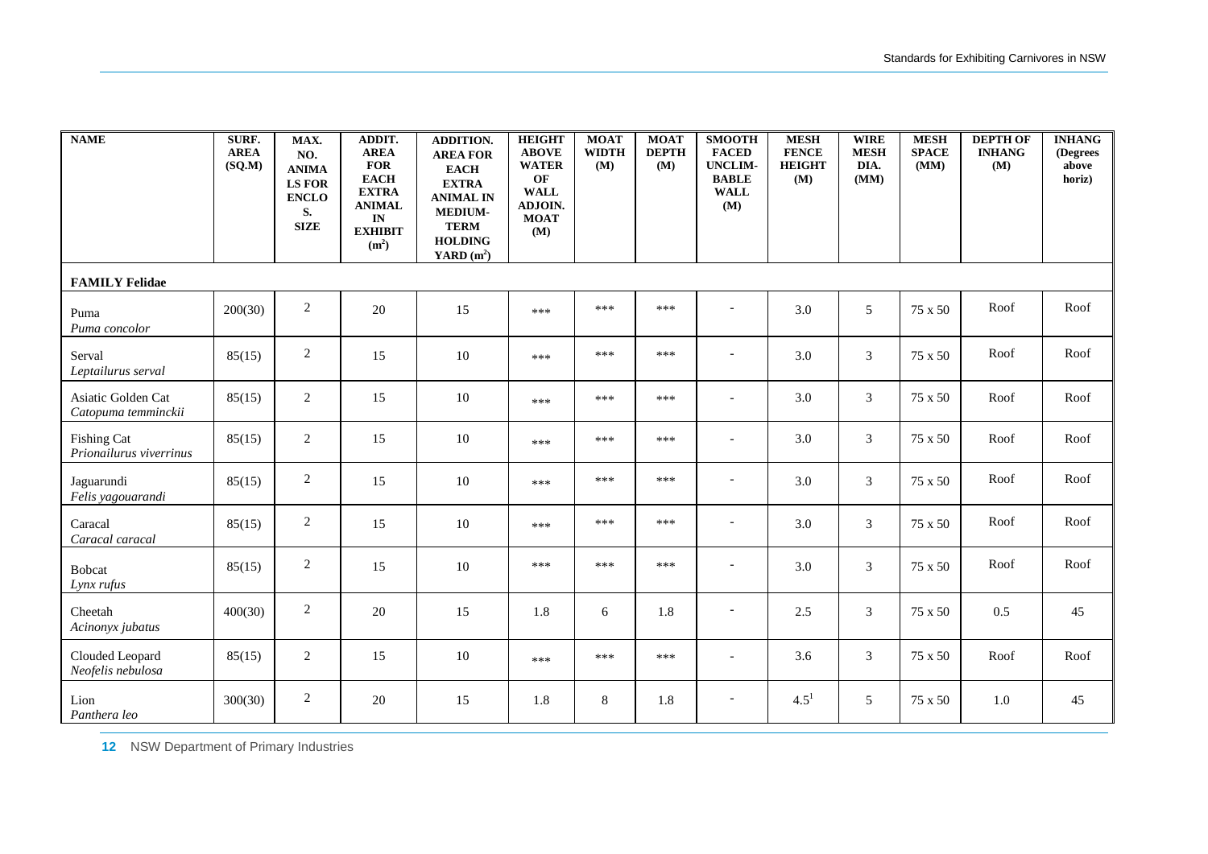| NAME | SURF. AREA (SQ.M) | MAX. NO. ANIMALS FOR ENCLOS. SIZE | ADDIT. AREA FOR EACH EXTRA ANIMAL IN EXHIBIT ($m^2$) | ADDITION. AREA FOR EACH EXTRA ANIMAL IN MEDIUM-TERM HOLDING YARD ($m^2$) | HEIGHT ABOVE WATER OF WALL ADJOIN. MOAT (M) | MOAT WIDTH (M) | MOAT DEPTH (M) | SMOOTH FACED UNCLIM-BABLE WALL (M) | MESH FENCE HEIGHT (M) | WIRE MESH DIA. (MM) | MESH SPACE (MM) | DEPTH OF INHANG (M) | INHANG (Degrees above horiz) |
|---|---|---|---|---|---|---|---|---|---|---|---|---|---|
| **FAMILY Felidae** | | | | | | | | | | | | | |
| Puma *Puma concolor* | 200(30) | 2 | 20 | 15 | *** | *** | *** | - | 3.0 | 5 | 75 x 50 | Roof | Roof |
| Serval *Leptailurus serval* | 85(15) | 2 | 15 | 10 | *** | *** | *** | - | 3.0 | 3 | 75 x 50 | Roof | Roof |
| Asiatic Golden Cat *Catopuma temminckii* | 85(15) | 2 | 15 | 10 | *** | *** | *** | - | 3.0 | 3 | 75 x 50 | Roof | Roof |
| Fishing Cat *Prionailurus viverrinus* | 85(15) | 2 | 15 | 10 | *** | *** | *** | - | 3.0 | 3 | 75 x 50 | Roof | Roof |
| Jaguarundi *Felis yagouarandi* | 85(15) | 2 | 15 | 10 | *** | *** | *** | - | 3.0 | 3 | 75 x 50 | Roof | Roof |
| Caracal *Caracal caracal* | 85(15) | 2 | 15 | 10 | *** | *** | *** | - | 3.0 | 3 | 75 x 50 | Roof | Roof |
| Bobcat *Lynx rufus* | 85(15) | 2 | 15 | 10 | *** | *** | *** | - | 3.0 | 3 | 75 x 50 | Roof | Roof |
| Cheetah *Acinonyx jubatus* | 400(30) | 2 | 20 | 15 | 1.8 | 6 | 1.8 | - | 2.5 | 3 | 75 x 50 | 0.5 | 45 |
| Clouded Leopard *Neofelis nebulosa* | 85(15) | 2 | 15 | 10 | *** | *** | *** | - | 3.6 | 3 | 75 x 50 | Roof | Roof |
| Lion *Panthera leo* | 300(30) | 2 | 20 | 15 | 1.8 | 8 | 1.8 | - | 4.5[1] | 5 | 75 x 50 | 1.0 | 45 |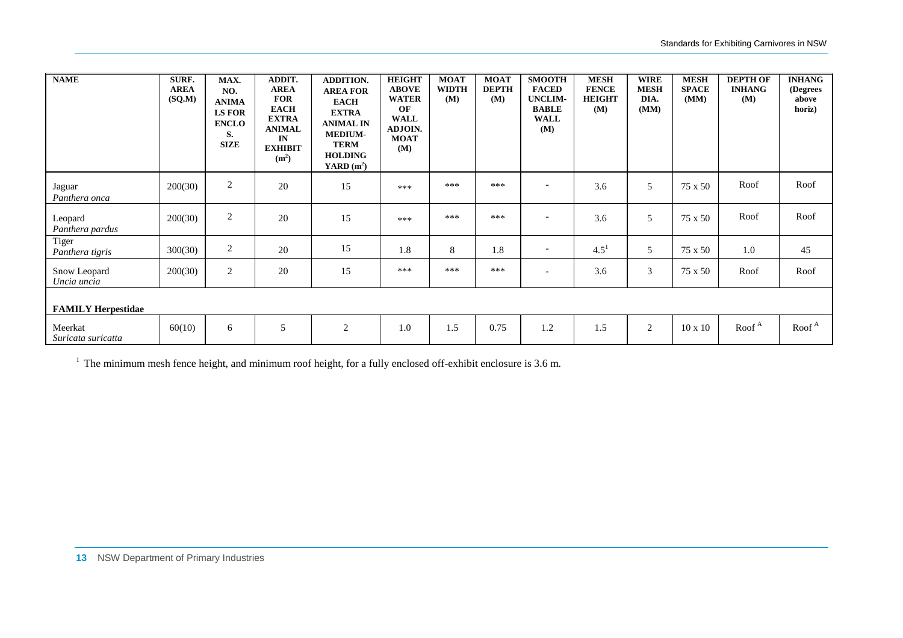| NAME | SURF. AREA (SQ.M) | MAX. NO. ANIMALS FOR ENCLOS. SIZE | ADDIT. AREA FOR EACH EXTRA ANIMAL IN EXHIBIT ($m^2$) | ADDITION. AREA FOR EACH EXTRA ANIMAL IN MEDIUM-TERM HOLDING YARD ($m^2$) | HEIGHT ABOVE WATER OF WALL ADJOIN. MOAT (M) | MOAT WIDTH (M) | MOAT DEPTH (M) | SMOOTH FACED UNCLIM-BABLE WALL (M) | MESH FENCE HEIGHT (M) | WIRE MESH DIA. (MM) | MESH SPACE (MM) | DEPTH OF INHANG (M) | INHANG (Degrees above horiz) |
|---|---|---|---|---|---|---|---|---|---|---|---|---|---|
| Jaguar *Panthera onca* | 200(30) | 2 | 20 | 15 | *** | *** | *** | - | 3.6 | 5 | 75 x 50 | Roof | Roof |
| Leopard *Panthera pardus* | 200(30) | 2 | 20 | 15 | *** | *** | *** | - | 3.6 | 5 | 75 x 50 | Roof | Roof |
| Tiger *Panthera tigris* | 300(30) | 2 | 20 | 15 | 1.8 | 8 | 1.8 | - | 4.5[1] | 5 | 75 x 50 | 1.0 | 45 |
| Snow Leopard *Uncia uncia* | 200(30) | 2 | 20 | 15 | *** | *** | *** | - | 3.6 | 3 | 75 x 50 | Roof | Roof |
| **FAMILY Herpestidae** | | | | | | | | | | | | | |
| Meerkat *Suricata suricatta* | 60(10) | 6 | 5 | 2 | 1.0 | 1.5 | 0.75 | 1.2 | 1.5 | 2 | 10 x 10 | Roof [A] | Roof [A] |

[1] The minimum mesh fence height, and minimum roof height, for a fully enclosed off-exhibit enclosure is 3.6 m.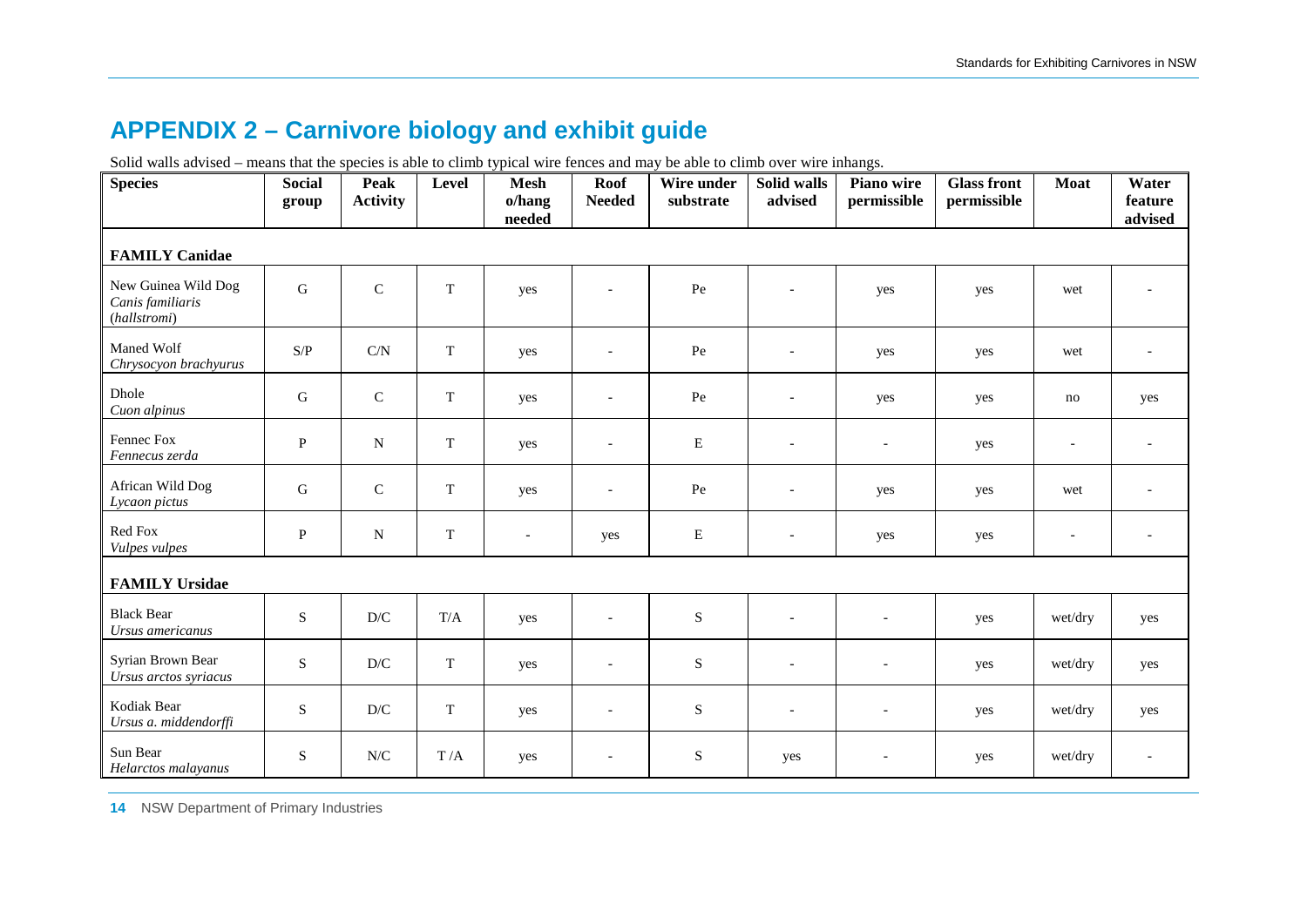## APPENDIX 2 – Carnivore biology and exhibit guide

Solid walls advised – means that the species is able to climb typical wire fences and may be able to climb over wire inhangs.

| Species | Social group | Peak Activity | Level | Mesh o/hang needed | Roof Needed | Wire under substrate | Solid walls advised | Piano wire permissible | Glass front permissible | Moat | Water feature advised |
|---|---|---|---|---|---|---|---|---|---|---|---|
| **FAMILY Canidae** | | | | | | | | | | | |
| New Guinea Wild Dog *Canis familiaris* (*hallstromi*) | G | C | T | yes | - | Pe | - | yes | yes | wet | - |
| Maned Wolf *Chrysocyon brachyurus* | S/P | C/N | T | yes | - | Pe | - | yes | yes | wet | - |
| Dhole *Cuon alpinus* | G | C | T | yes | - | Pe | - | yes | yes | no | yes |
| Fennec Fox *Fennecus zerda* | P | N | T | yes | - | E | - | - | yes | - | - |
| African Wild Dog *Lycaon pictus* | G | C | T | yes | - | Pe | - | yes | yes | wet | - |
| Red Fox *Vulpes vulpes* | P | N | T | - | yes | E | - | yes | yes | - | - |
| **FAMILY Ursidae** | | | | | | | | | | | |
| Black Bear *Ursus americanus* | S | D/C | T/A | yes | - | S | - | - | yes | wet/dry | yes |
| Syrian Brown Bear *Ursus arctos syriacus* | S | D/C | T | yes | - | S | - | - | yes | wet/dry | yes |
| Kodiak Bear *Ursus a. middendorffi* | S | D/C | T | yes | - | S | - | - | yes | wet/dry | yes |
| Sun Bear *Helarctos malayanus* | S | N/C | T /A | yes | - | S | yes | - | yes | wet/dry | - |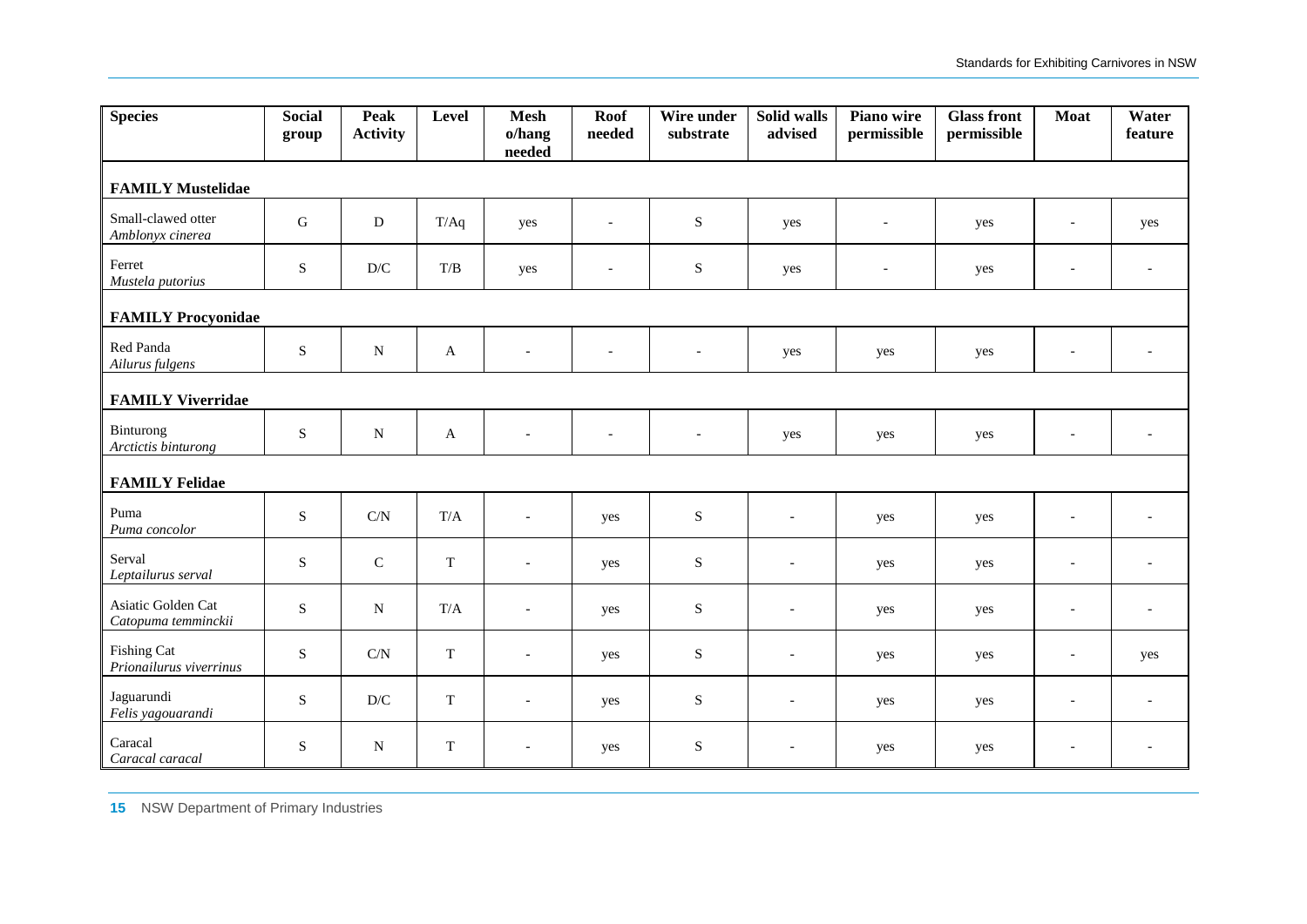| Species | Social group | Peak Activity | Level | Mesh o/hang needed | Roof needed | Wire under substrate | Solid walls advised | Piano wire permissible | Glass front permissible | Moat | Water feature |
|---|---|---|---|---|---|---|---|---|---|---|---|
| **FAMILY Mustelidae** | | | | | | | | | | | |
| Small-clawed otter *Amblonyx cinerea* | G | D | T/Aq | yes | - | S | yes | - | yes | - | yes |
| Ferret *Mustela putorius* | S | D/C | T/B | yes | - | S | yes | - | yes | - | - |
| **FAMILY Procyonidae** | | | | | | | | | | | |
| Red Panda *Ailurus fulgens* | S | N | A | - | - | - | yes | yes | yes | - | - |
| **FAMILY Viverridae** | | | | | | | | | | | |
| Binturong *Arctictis binturong* | S | N | A | - | - | - | yes | yes | yes | - | - |
| **FAMILY Felidae** | | | | | | | | | | | |
| Puma *Puma concolor* | S | C/N | T/A | - | yes | S | - | yes | yes | - | - |
| Serval *Leptailurus serval* | S | C | T | - | yes | S | - | yes | yes | - | - |
| Asiatic Golden Cat *Catopuma temminckii* | S | N | T/A | - | yes | S | - | yes | yes | - | - |
| Fishing Cat *Prionailurus viverrinus* | S | C/N | T | - | yes | S | - | yes | yes | - | yes |
| Jaguarundi *Felis yagouarandi* | S | D/C | T | - | yes | S | - | yes | yes | - | - |
| Caracal *Caracal caracal* | S | N | T | - | yes | S | - | yes | yes | - | - |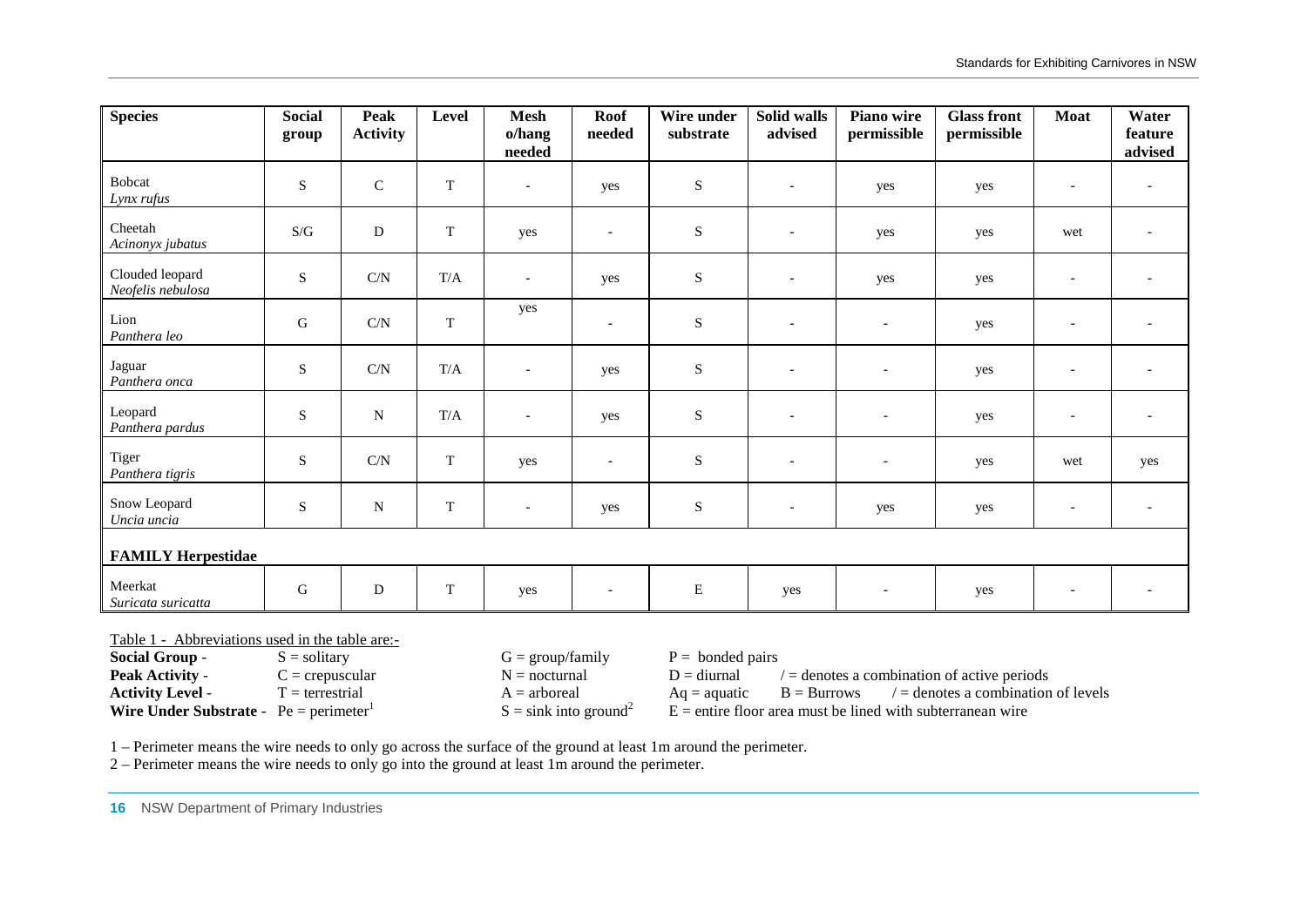| Species | Social group | Peak Activity | Level | Mesh o/hang needed | Roof needed | Wire under substrate | Solid walls advised | Piano wire permissible | Glass front permissible | Moat | Water feature advised |
|---|---|---|---|---|---|---|---|---|---|---|---|
| Bobcat *Lynx rufus* | S | C | T | - | yes | S | - | yes | yes | - | - |
| Cheetah *Acinonyx jubatus* | S/G | D | T | yes | - | S | - | yes | yes | wet | - |
| Clouded leopard *Neofelis nebulosa* | S | C/N | T/A | - | yes | S | - | yes | yes | - | - |
| Lion *Panthera leo* | G | C/N | T | yes | - | S | - | - | yes | - | - |
| Jaguar *Panthera onca* | S | C/N | T/A | - | yes | S | - | - | yes | - | - |
| Leopard *Panthera pardus* | S | N | T/A | - | yes | S | - | - | yes | - | - |
| Tiger *Panthera tigris* | S | C/N | T | yes | - | S | - | - | yes | wet | yes |
| Snow Leopard *Uncia uncia* | S | N | T | - | yes | S | - | yes | yes | - | - |
| **FAMILY Herpestidae** | | | | | | | | | | | |
| Meerkat *Suricata suricatta* | G | D | T | yes | - | E | yes | - | yes | - | - |

Table 1 - Abbreviations used in the table are:-

**Social Group** - S = solitary; G = group/family; P = bonded pairs

**Peak Activity** - C = crepuscular; N = nocturnal; D = diurnal; / = denotes a combination of active periods

**Activity Level** - T = terrestrial; A = arboreal; Aq = aquatic; B = Burrows; / = denotes a combination of levels

**Wire Under Substrate** - Pe = perimeter[1]; S = sink into ground[2]; E = entire floor area must be lined with subterranean wire

1 – Perimeter means the wire needs to only go across the surface of the ground at least 1m around the perimeter.

2 – Perimeter means the wire needs to only go into the ground at least 1m around the perimeter.